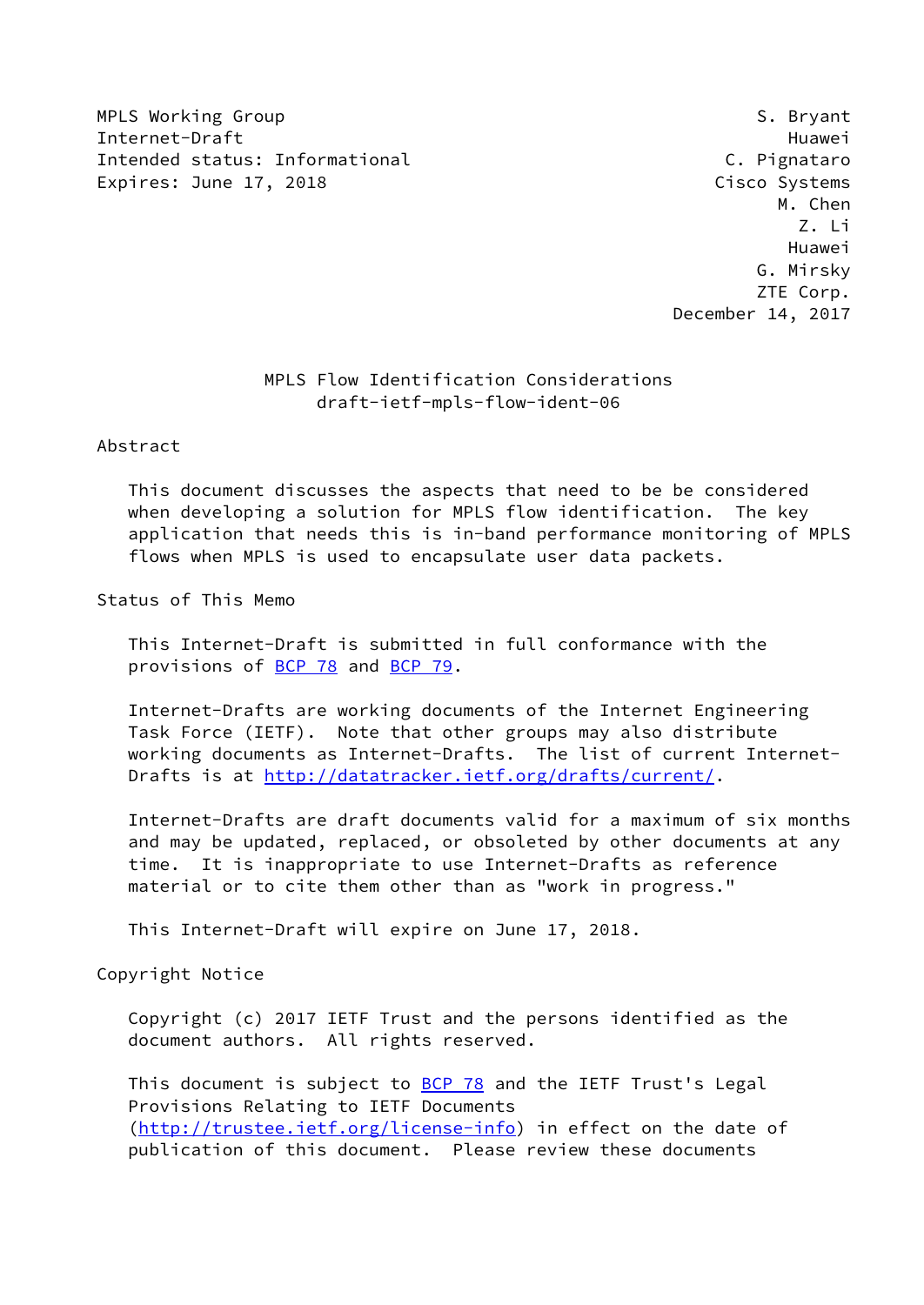MPLS Working Group S. Bryant
Internet-Draft Huawei
Intended status: Informational C. Pignataro
Expires: June 17, 2018 Cisco Systems
M. Chen
Z. Li
Huawei
G. Mirsky
ZTE Corp.
December 14, 2017

# MPLS Flow Identification Considerations
draft-ietf-mpls-flow-ident-06

## Abstract

This document discusses the aspects that need to be be considered when developing a solution for MPLS flow identification. The key application that needs this is in-band performance monitoring of MPLS flows when MPLS is used to encapsulate user data packets.

## Status of This Memo

This Internet-Draft is submitted in full conformance with the provisions of BCP 78 and BCP 79.

Internet-Drafts are working documents of the Internet Engineering Task Force (IETF). Note that other groups may also distribute working documents as Internet-Drafts. The list of current Internet-Drafts is at http://datatracker.ietf.org/drafts/current/.

Internet-Drafts are draft documents valid for a maximum of six months and may be updated, replaced, or obsoleted by other documents at any time. It is inappropriate to use Internet-Drafts as reference material or to cite them other than as "work in progress."

This Internet-Draft will expire on June 17, 2018.

## Copyright Notice

Copyright (c) 2017 IETF Trust and the persons identified as the document authors. All rights reserved.

This document is subject to BCP 78 and the IETF Trust's Legal Provisions Relating to IETF Documents (http://trustee.ietf.org/license-info) in effect on the date of publication of this document. Please review these documents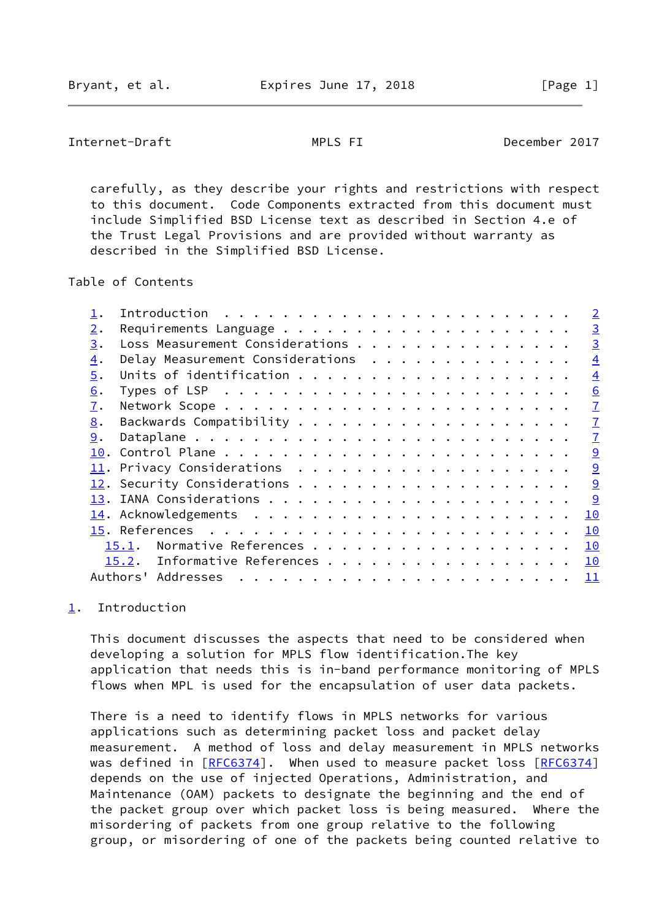carefully, as they describe your rights and restrictions with respect to this document. Code Components extracted from this document must include Simplified BSD License text as described in Section 4.e of the Trust Legal Provisions and are provided without warranty as described in the Simplified BSD License.

Table of Contents

1. Introduction . . . . . . . . . . . . . . . . . . . . . . . . 2
2. Requirements Language . . . . . . . . . . . . . . . . . . . . 3
3. Loss Measurement Considerations . . . . . . . . . . . . . . . 3
4. Delay Measurement Considerations . . . . . . . . . . . . . . 4
5. Units of identification . . . . . . . . . . . . . . . . . . . 4
6. Types of LSP . . . . . . . . . . . . . . . . . . . . . . . . 6
7. Network Scope . . . . . . . . . . . . . . . . . . . . . . . . 7
8. Backwards Compatibility . . . . . . . . . . . . . . . . . . . 7
9. Dataplane . . . . . . . . . . . . . . . . . . . . . . . . . . 7
10. Control Plane . . . . . . . . . . . . . . . . . . . . . . . . 9
11. Privacy Considerations . . . . . . . . . . . . . . . . . . . 9
12. Security Considerations . . . . . . . . . . . . . . . . . . . 9
13. IANA Considerations . . . . . . . . . . . . . . . . . . . . . 9
14. Acknowledgements . . . . . . . . . . . . . . . . . . . . . . 10
15. References . . . . . . . . . . . . . . . . . . . . . . . . . 10
   15.1. Normative References . . . . . . . . . . . . . . . . . . 10
   15.2. Informative References . . . . . . . . . . . . . . . . . 10
Authors' Addresses . . . . . . . . . . . . . . . . . . . . . . . 11

## 1. Introduction

This document discusses the aspects that need to be considered when developing a solution for MPLS flow identification.The key application that needs this is in-band performance monitoring of MPLS flows when MPL is used for the encapsulation of user data packets.

There is a need to identify flows in MPLS networks for various applications such as determining packet loss and packet delay measurement. A method of loss and delay measurement in MPLS networks was defined in [RFC6374]. When used to measure packet loss [RFC6374] depends on the use of injected Operations, Administration, and Maintenance (OAM) packets to designate the beginning and the end of the packet group over which packet loss is being measured. Where the misordering of packets from one group relative to the following group, or misordering of one of the packets being counted relative to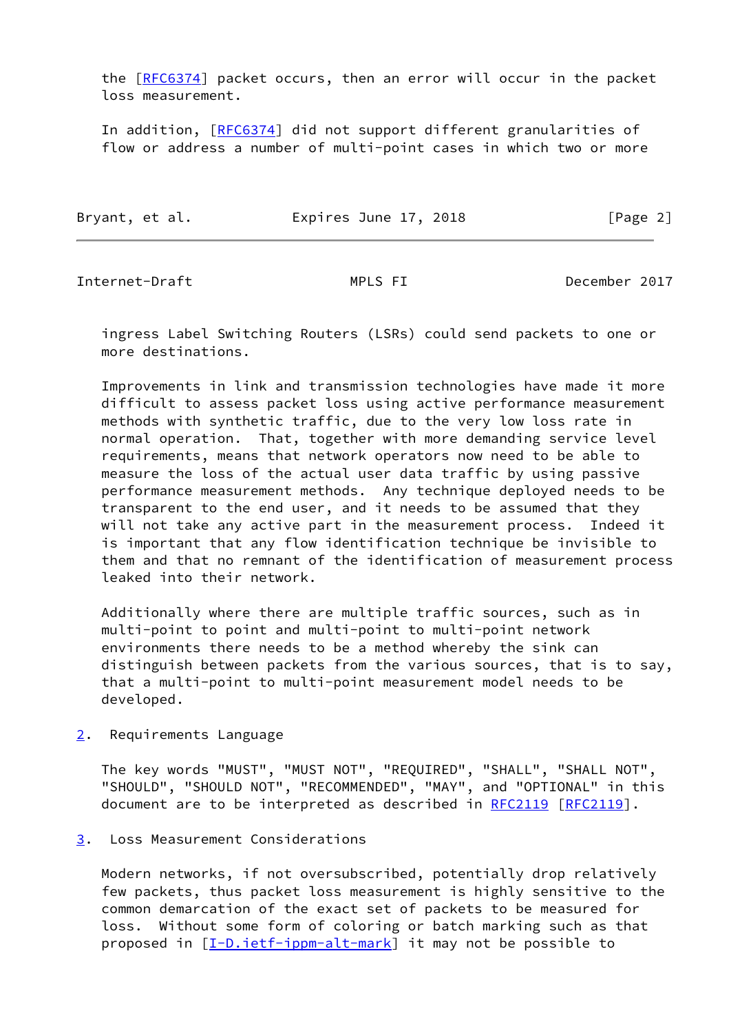the [RFC6374] packet occurs, then an error will occur in the packet loss measurement.

In addition, [RFC6374] did not support different granularities of flow or address a number of multi-point cases in which two or more ingress Label Switching Routers (LSRs) could send packets to one or more destinations.

Improvements in link and transmission technologies have made it more difficult to assess packet loss using active performance measurement methods with synthetic traffic, due to the very low loss rate in normal operation. That, together with more demanding service level requirements, means that network operators now need to be able to measure the loss of the actual user data traffic by using passive performance measurement methods. Any technique deployed needs to be transparent to the end user, and it needs to be assumed that they will not take any active part in the measurement process. Indeed it is important that any flow identification technique be invisible to them and that no remnant of the identification of measurement process leaked into their network.

Additionally where there are multiple traffic sources, such as in multi-point to point and multi-point to multi-point network environments there needs to be a method whereby the sink can distinguish between packets from the various sources, that is to say, that a multi-point to multi-point measurement model needs to be developed.

## 2. Requirements Language

The key words "MUST", "MUST NOT", "REQUIRED", "SHALL", "SHALL NOT", "SHOULD", "SHOULD NOT", "RECOMMENDED", "MAY", and "OPTIONAL" in this document are to be interpreted as described in RFC2119 [RFC2119].

## 3. Loss Measurement Considerations

Modern networks, if not oversubscribed, potentially drop relatively few packets, thus packet loss measurement is highly sensitive to the common demarcation of the exact set of packets to be measured for loss. Without some form of coloring or batch marking such as that proposed in [I-D.ietf-ippm-alt-mark] it may not be possible to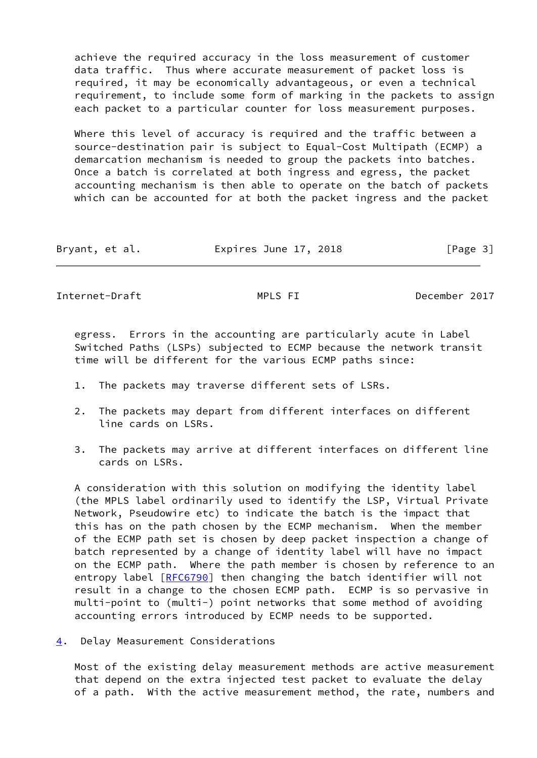achieve the required accuracy in the loss measurement of customer data traffic. Thus where accurate measurement of packet loss is required, it may be economically advantageous, or even a technical requirement, to include some form of marking in the packets to assign each packet to a particular counter for loss measurement purposes.

Where this level of accuracy is required and the traffic between a source-destination pair is subject to Equal-Cost Multipath (ECMP) a demarcation mechanism is needed to group the packets into batches. Once a batch is correlated at both ingress and egress, the packet accounting mechanism is then able to operate on the batch of packets which can be accounted for at both the packet ingress and the packet egress. Errors in the accounting are particularly acute in Label Switched Paths (LSPs) subjected to ECMP because the network transit time will be different for the various ECMP paths since:

1. The packets may traverse different sets of LSRs.
2. The packets may depart from different interfaces on different line cards on LSRs.
3. The packets may arrive at different interfaces on different line cards on LSRs.

A consideration with this solution on modifying the identity label (the MPLS label ordinarily used to identify the LSP, Virtual Private Network, Pseudowire etc) to indicate the batch is the impact that this has on the path chosen by the ECMP mechanism. When the member of the ECMP path set is chosen by deep packet inspection a change of batch represented by a change of identity label will have no impact on the ECMP path. Where the path member is chosen by reference to an entropy label [RFC6790] then changing the batch identifier will not result in a change to the chosen ECMP path. ECMP is so pervasive in multi-point to (multi-) point networks that some method of avoiding accounting errors introduced by ECMP needs to be supported.

## 4. Delay Measurement Considerations

Most of the existing delay measurement methods are active measurement that depend on the extra injected test packet to evaluate the delay of a path. With the active measurement method, the rate, numbers and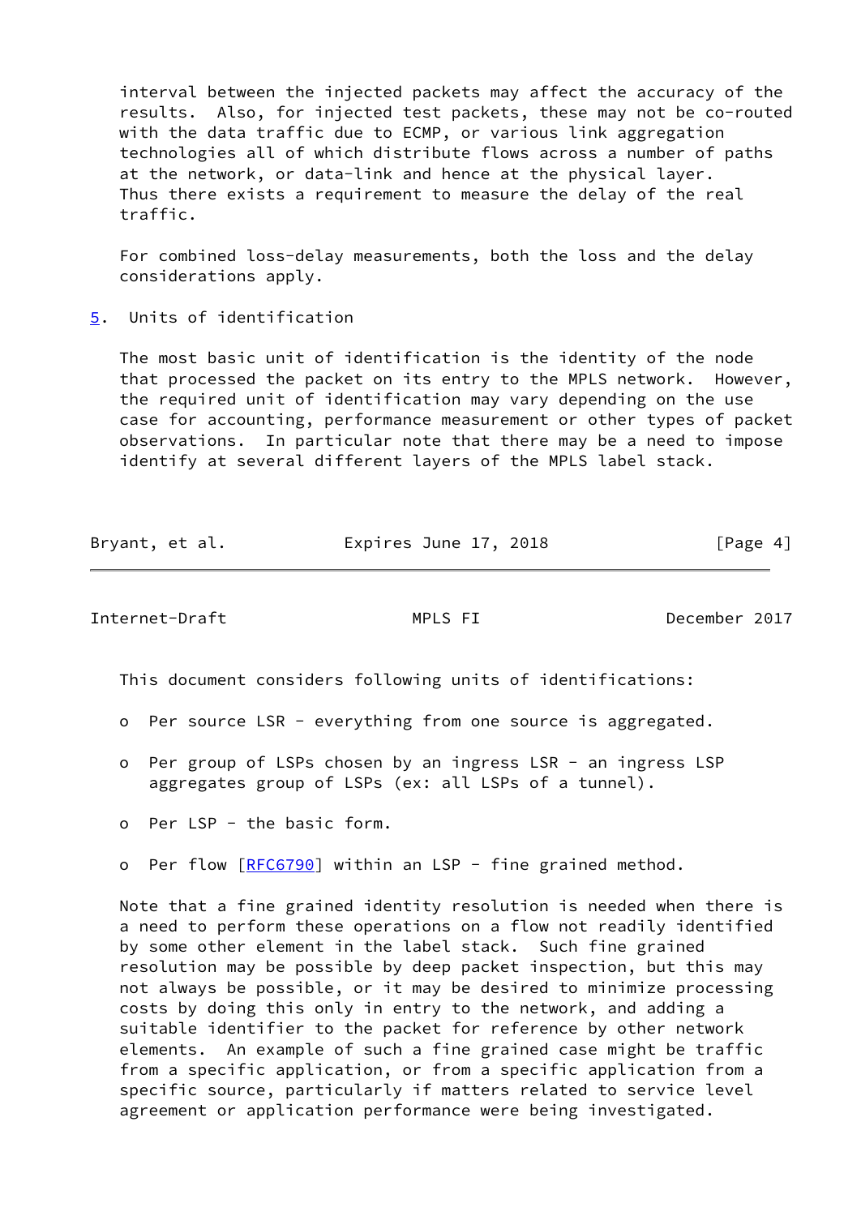interval between the injected packets may affect the accuracy of the results. Also, for injected test packets, these may not be co-routed with the data traffic due to ECMP, or various link aggregation technologies all of which distribute flows across a number of paths at the network, or data-link and hence at the physical layer. Thus there exists a requirement to measure the delay of the real traffic.

For combined loss-delay measurements, both the loss and the delay considerations apply.

## 5. Units of identification

The most basic unit of identification is the identity of the node that processed the packet on its entry to the MPLS network. However, the required unit of identification may vary depending on the use case for accounting, performance measurement or other types of packet observations. In particular note that there may be a need to impose identify at several different layers of the MPLS label stack.

This document considers following units of identifications:

- Per source LSR - everything from one source is aggregated.
- Per group of LSPs chosen by an ingress LSR - an ingress LSP aggregates group of LSPs (ex: all LSPs of a tunnel).
- Per LSP - the basic form.
- Per flow [RFC6790] within an LSP - fine grained method.

Note that a fine grained identity resolution is needed when there is a need to perform these operations on a flow not readily identified by some other element in the label stack. Such fine grained resolution may be possible by deep packet inspection, but this may not always be possible, or it may be desired to minimize processing costs by doing this only in entry to the network, and adding a suitable identifier to the packet for reference by other network elements. An example of such a fine grained case might be traffic from a specific application, or from a specific application from a specific source, particularly if matters related to service level agreement or application performance were being investigated.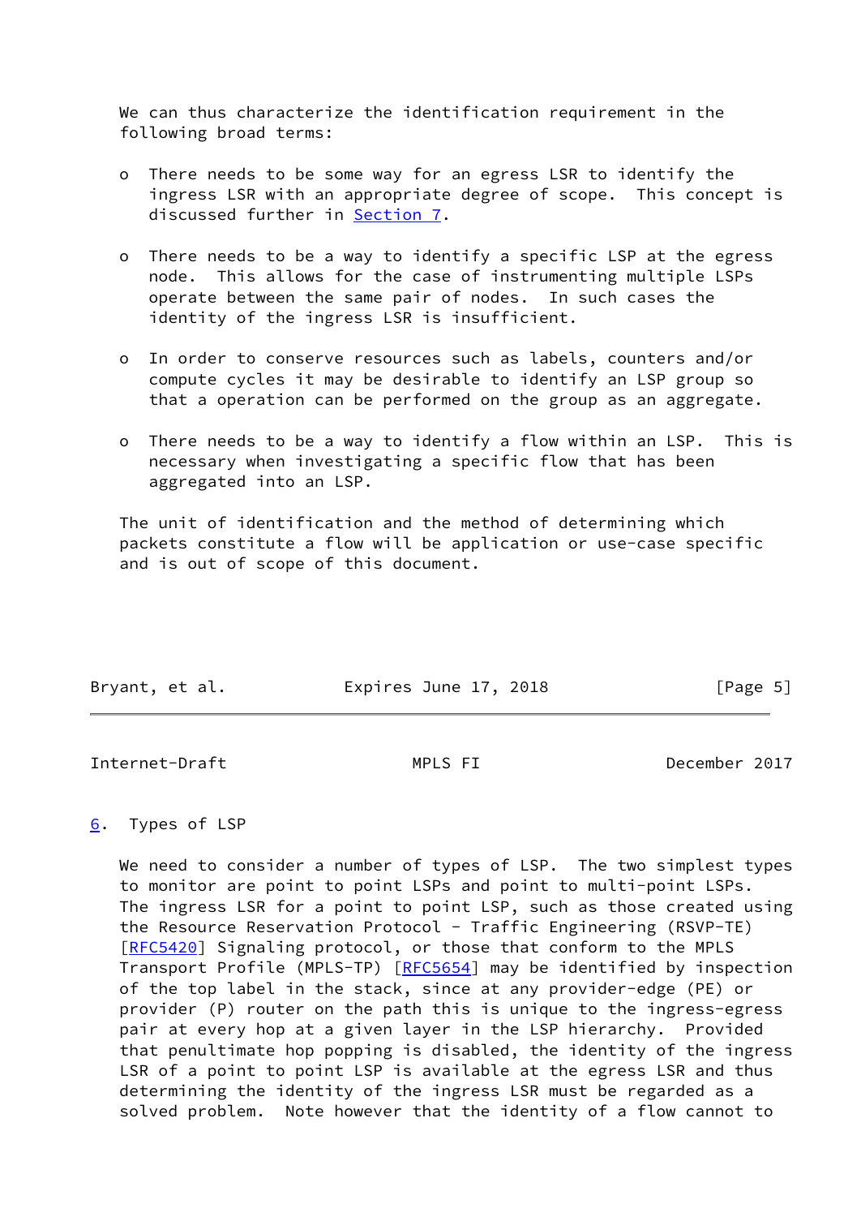We can thus characterize the identification requirement in the following broad terms:

- There needs to be some way for an egress LSR to identify the ingress LSR with an appropriate degree of scope. This concept is discussed further in Section 7.

- There needs to be a way to identify a specific LSP at the egress node. This allows for the case of instrumenting multiple LSPs operate between the same pair of nodes. In such cases the identity of the ingress LSR is insufficient.

- In order to conserve resources such as labels, counters and/or compute cycles it may be desirable to identify an LSP group so that a operation can be performed on the group as an aggregate.

- There needs to be a way to identify a flow within an LSP. This is necessary when investigating a specific flow that has been aggregated into an LSP.

The unit of identification and the method of determining which packets constitute a flow will be application or use-case specific and is out of scope of this document.

## 6. Types of LSP

We need to consider a number of types of LSP. The two simplest types to monitor are point to point LSPs and point to multi-point LSPs. The ingress LSR for a point to point LSP, such as those created using the Resource Reservation Protocol - Traffic Engineering (RSVP-TE) [RFC5420] Signaling protocol, or those that conform to the MPLS Transport Profile (MPLS-TP) [RFC5654] may be identified by inspection of the top label in the stack, since at any provider-edge (PE) or provider (P) router on the path this is unique to the ingress-egress pair at every hop at a given layer in the LSP hierarchy. Provided that penultimate hop popping is disabled, the identity of the ingress LSR of a point to point LSP is available at the egress LSR and thus determining the identity of the ingress LSR must be regarded as a solved problem. Note however that the identity of a flow cannot to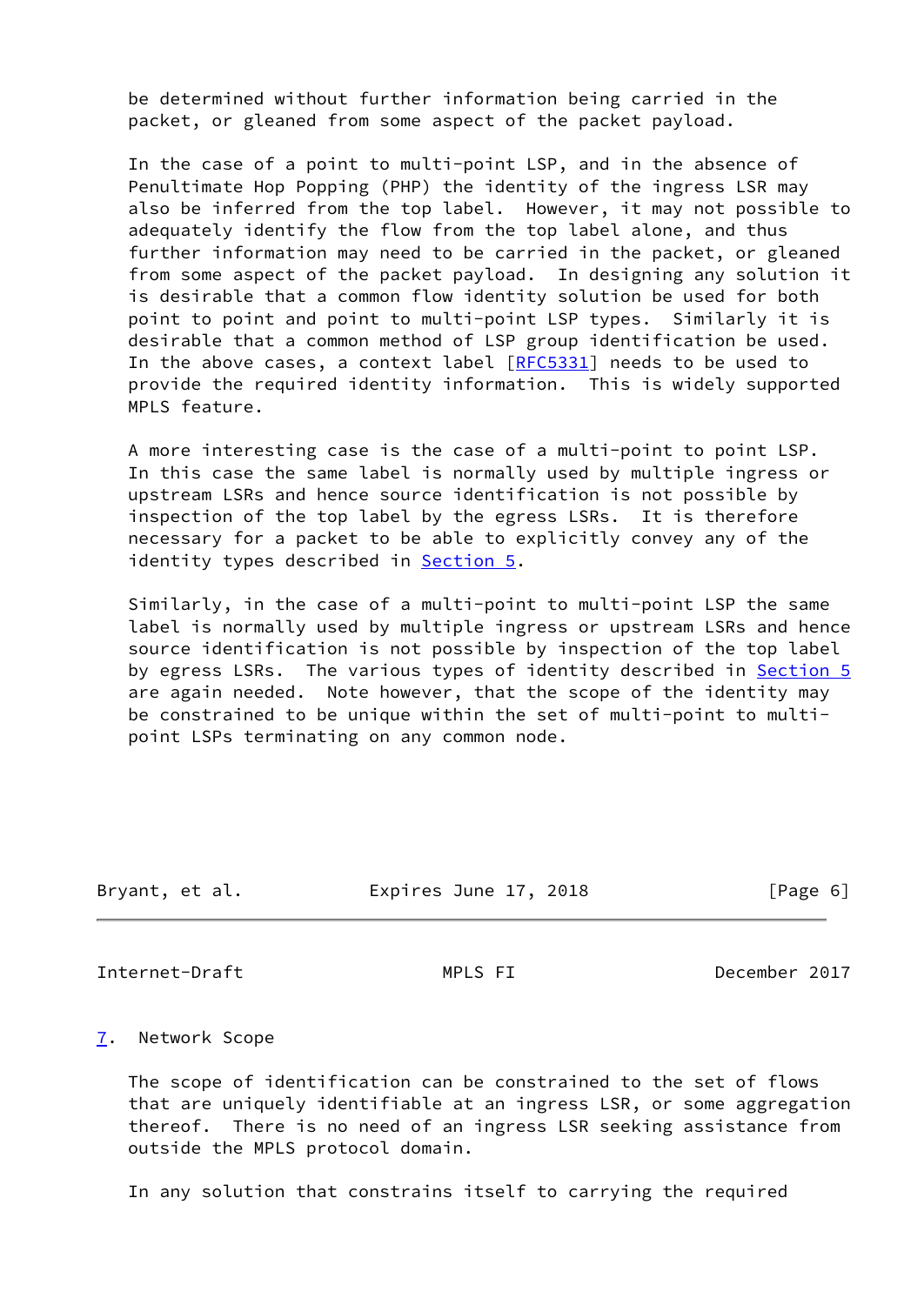be determined without further information being carried in the packet, or gleaned from some aspect of the packet payload.

In the case of a point to multi-point LSP, and in the absence of Penultimate Hop Popping (PHP) the identity of the ingress LSR may also be inferred from the top label. However, it may not possible to adequately identify the flow from the top label alone, and thus further information may need to be carried in the packet, or gleaned from some aspect of the packet payload. In designing any solution it is desirable that a common flow identity solution be used for both point to point and point to multi-point LSP types. Similarly it is desirable that a common method of LSP group identification be used. In the above cases, a context label [RFC5331] needs to be used to provide the required identity information. This is widely supported MPLS feature.

A more interesting case is the case of a multi-point to point LSP. In this case the same label is normally used by multiple ingress or upstream LSRs and hence source identification is not possible by inspection of the top label by the egress LSRs. It is therefore necessary for a packet to be able to explicitly convey any of the identity types described in Section 5.

Similarly, in the case of a multi-point to multi-point LSP the same label is normally used by multiple ingress or upstream LSRs and hence source identification is not possible by inspection of the top label by egress LSRs. The various types of identity described in Section 5 are again needed. Note however, that the scope of the identity may be constrained to be unique within the set of multi-point to multi-point LSPs terminating on any common node.

## 7. Network Scope

The scope of identification can be constrained to the set of flows that are uniquely identifiable at an ingress LSR, or some aggregation thereof. There is no need of an ingress LSR seeking assistance from outside the MPLS protocol domain.

In any solution that constrains itself to carrying the required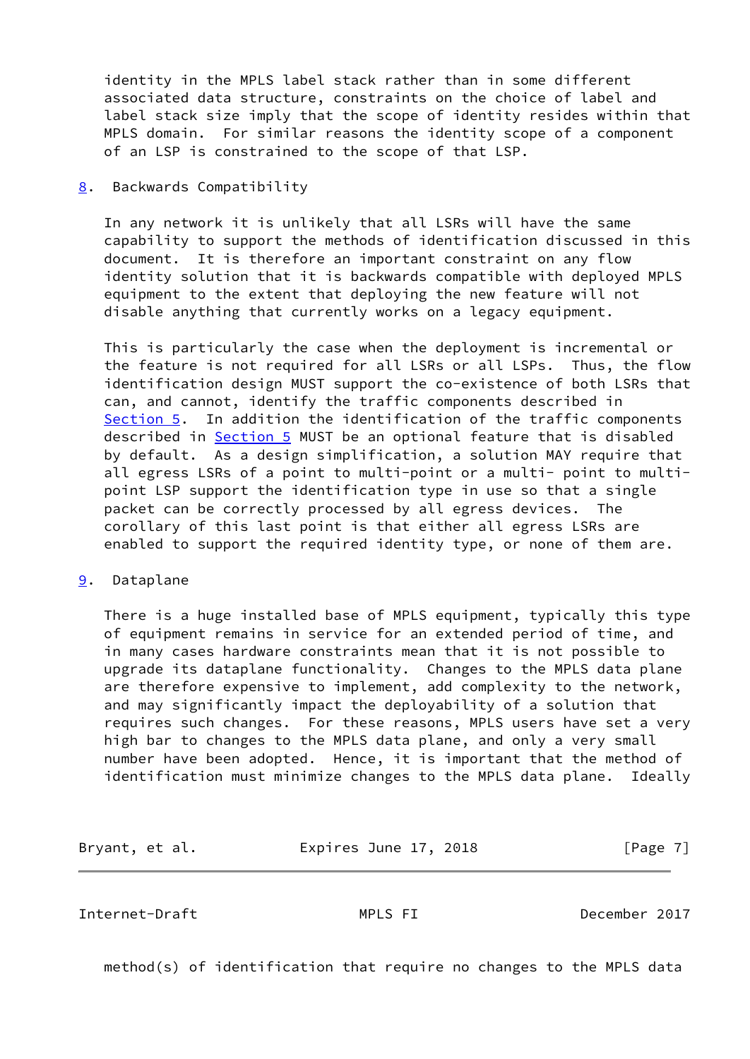identity in the MPLS label stack rather than in some different associated data structure, constraints on the choice of label and label stack size imply that the scope of identity resides within that MPLS domain. For similar reasons the identity scope of a component of an LSP is constrained to the scope of that LSP.

## 8. Backwards Compatibility

In any network it is unlikely that all LSRs will have the same capability to support the methods of identification discussed in this document. It is therefore an important constraint on any flow identity solution that it is backwards compatible with deployed MPLS equipment to the extent that deploying the new feature will not disable anything that currently works on a legacy equipment.

This is particularly the case when the deployment is incremental or the feature is not required for all LSRs or all LSPs. Thus, the flow identification design MUST support the co-existence of both LSRs that can, and cannot, identify the traffic components described in Section 5. In addition the identification of the traffic components described in Section 5 MUST be an optional feature that is disabled by default. As a design simplification, a solution MAY require that all egress LSRs of a point to multi-point or a multi- point to multi-point LSP support the identification type in use so that a single packet can be correctly processed by all egress devices. The corollary of this last point is that either all egress LSRs are enabled to support the required identity type, or none of them are.

## 9. Dataplane

There is a huge installed base of MPLS equipment, typically this type of equipment remains in service for an extended period of time, and in many cases hardware constraints mean that it is not possible to upgrade its dataplane functionality. Changes to the MPLS data plane are therefore expensive to implement, add complexity to the network, and may significantly impact the deployability of a solution that requires such changes. For these reasons, MPLS users have set a very high bar to changes to the MPLS data plane, and only a very small number have been adopted. Hence, it is important that the method of identification must minimize changes to the MPLS data plane. Ideally method(s) of identification that require no changes to the MPLS data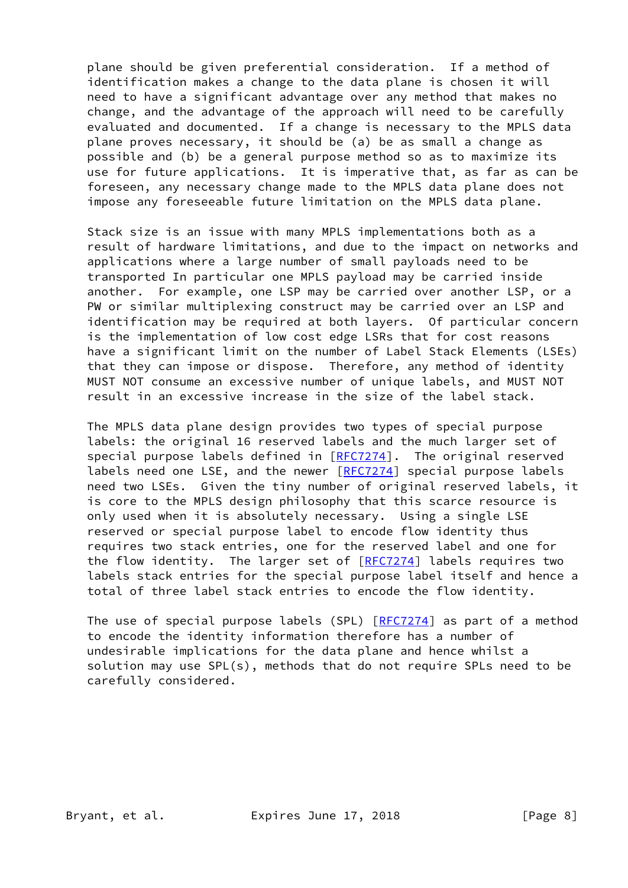plane should be given preferential consideration. If a method of identification makes a change to the data plane is chosen it will need to have a significant advantage over any method that makes no change, and the advantage of the approach will need to be carefully evaluated and documented. If a change is necessary to the MPLS data plane proves necessary, it should be (a) be as small a change as possible and (b) be a general purpose method so as to maximize its use for future applications. It is imperative that, as far as can be foreseen, any necessary change made to the MPLS data plane does not impose any foreseeable future limitation on the MPLS data plane.

Stack size is an issue with many MPLS implementations both as a result of hardware limitations, and due to the impact on networks and applications where a large number of small payloads need to be transported In particular one MPLS payload may be carried inside another. For example, one LSP may be carried over another LSP, or a PW or similar multiplexing construct may be carried over an LSP and identification may be required at both layers. Of particular concern is the implementation of low cost edge LSRs that for cost reasons have a significant limit on the number of Label Stack Elements (LSEs) that they can impose or dispose. Therefore, any method of identity MUST NOT consume an excessive number of unique labels, and MUST NOT result in an excessive increase in the size of the label stack.

The MPLS data plane design provides two types of special purpose labels: the original 16 reserved labels and the much larger set of special purpose labels defined in [RFC7274]. The original reserved labels need one LSE, and the newer [RFC7274] special purpose labels need two LSEs. Given the tiny number of original reserved labels, it is core to the MPLS design philosophy that this scarce resource is only used when it is absolutely necessary. Using a single LSE reserved or special purpose label to encode flow identity thus requires two stack entries, one for the reserved label and one for the flow identity. The larger set of [RFC7274] labels requires two labels stack entries for the special purpose label itself and hence a total of three label stack entries to encode the flow identity.

The use of special purpose labels (SPL) [RFC7274] as part of a method to encode the identity information therefore has a number of undesirable implications for the data plane and hence whilst a solution may use SPL(s), methods that do not require SPLs need to be carefully considered.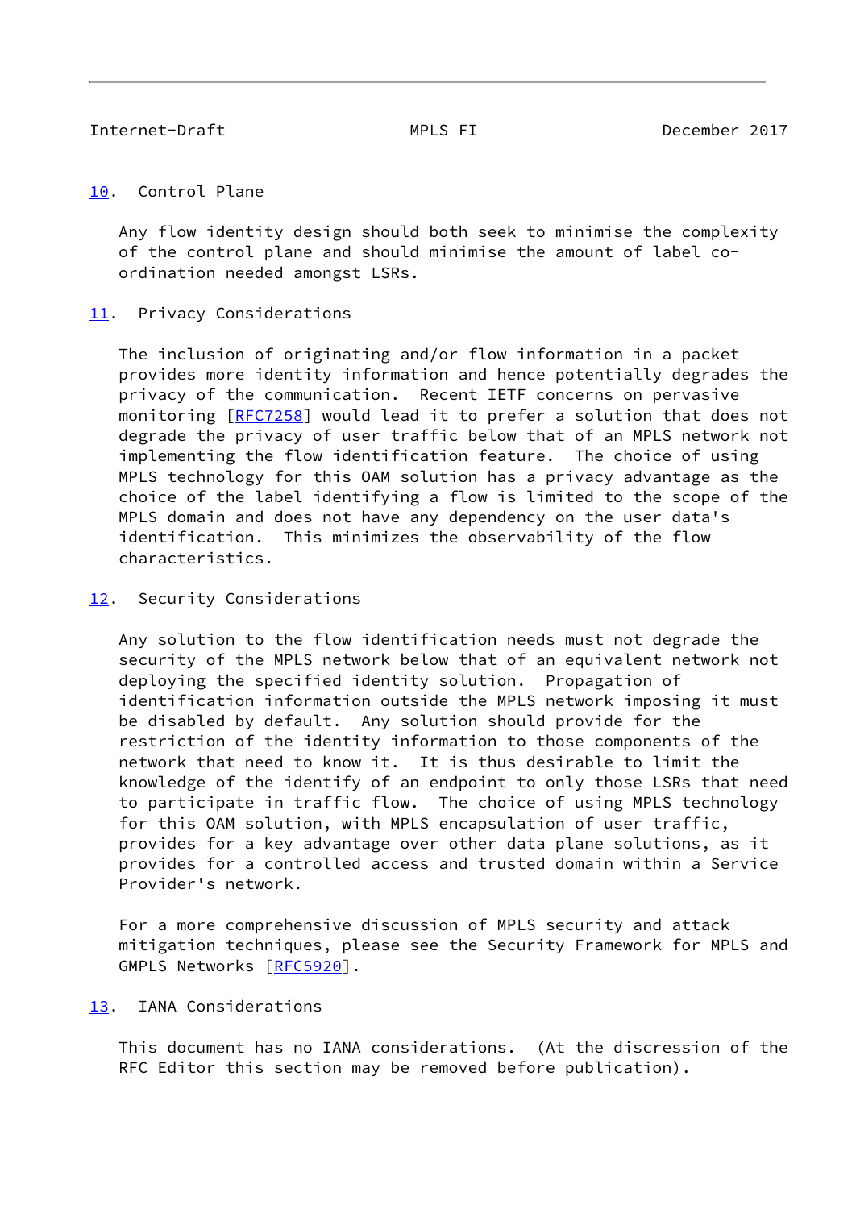## 10. Control Plane

Any flow identity design should both seek to minimise the complexity of the control plane and should minimise the amount of label co-ordination needed amongst LSRs.

## 11. Privacy Considerations

The inclusion of originating and/or flow information in a packet provides more identity information and hence potentially degrades the privacy of the communication. Recent IETF concerns on pervasive monitoring [RFC7258] would lead it to prefer a solution that does not degrade the privacy of user traffic below that of an MPLS network not implementing the flow identification feature. The choice of using MPLS technology for this OAM solution has a privacy advantage as the choice of the label identifying a flow is limited to the scope of the MPLS domain and does not have any dependency on the user data's identification. This minimizes the observability of the flow characteristics.

## 12. Security Considerations

Any solution to the flow identification needs must not degrade the security of the MPLS network below that of an equivalent network not deploying the specified identity solution. Propagation of identification information outside the MPLS network imposing it must be disabled by default. Any solution should provide for the restriction of the identity information to those components of the network that need to know it. It is thus desirable to limit the knowledge of the identify of an endpoint to only those LSRs that need to participate in traffic flow. The choice of using MPLS technology for this OAM solution, with MPLS encapsulation of user traffic, provides for a key advantage over other data plane solutions, as it provides for a controlled access and trusted domain within a Service Provider's network.

For a more comprehensive discussion of MPLS security and attack mitigation techniques, please see the Security Framework for MPLS and GMPLS Networks [RFC5920].

## 13. IANA Considerations

This document has no IANA considerations. (At the discression of the RFC Editor this section may be removed before publication).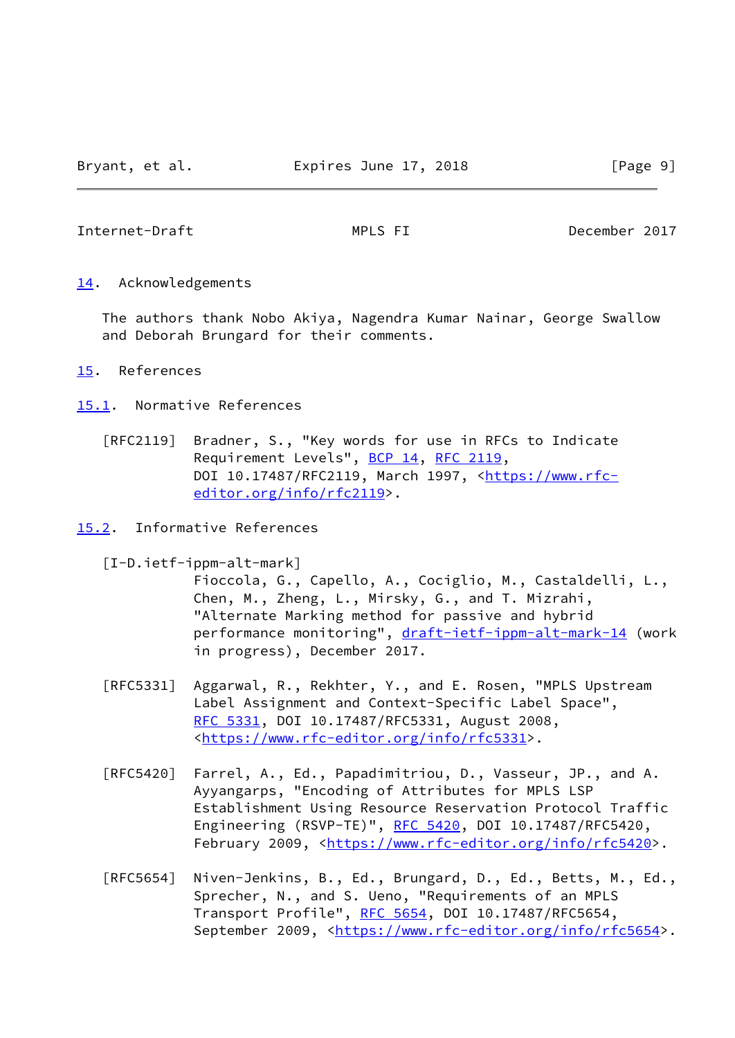## 14. Acknowledgements

The authors thank Nobo Akiya, Nagendra Kumar Nainar, George Swallow and Deborah Brungard for their comments.

## 15. References

### 15.1. Normative References

[RFC2119] Bradner, S., "Key words for use in RFCs to Indicate Requirement Levels", BCP 14, RFC 2119, DOI 10.17487/RFC2119, March 1997, <https://www.rfc-editor.org/info/rfc2119>.

### 15.2. Informative References

[I-D.ietf-ippm-alt-mark] Fioccola, G., Capello, A., Cociglio, M., Castaldelli, L., Chen, M., Zheng, L., Mirsky, G., and T. Mizrahi, "Alternate Marking method for passive and hybrid performance monitoring", draft-ietf-ippm-alt-mark-14 (work in progress), December 2017.

[RFC5331] Aggarwal, R., Rekhter, Y., and E. Rosen, "MPLS Upstream Label Assignment and Context-Specific Label Space", RFC 5331, DOI 10.17487/RFC5331, August 2008, <https://www.rfc-editor.org/info/rfc5331>.

[RFC5420] Farrel, A., Ed., Papadimitriou, D., Vasseur, JP., and A. Ayyangarps, "Encoding of Attributes for MPLS LSP Establishment Using Resource Reservation Protocol Traffic Engineering (RSVP-TE)", RFC 5420, DOI 10.17487/RFC5420, February 2009, <https://www.rfc-editor.org/info/rfc5420>.

[RFC5654] Niven-Jenkins, B., Ed., Brungard, D., Ed., Betts, M., Ed., Sprecher, N., and S. Ueno, "Requirements of an MPLS Transport Profile", RFC 5654, DOI 10.17487/RFC5654, September 2009, <https://www.rfc-editor.org/info/rfc5654>.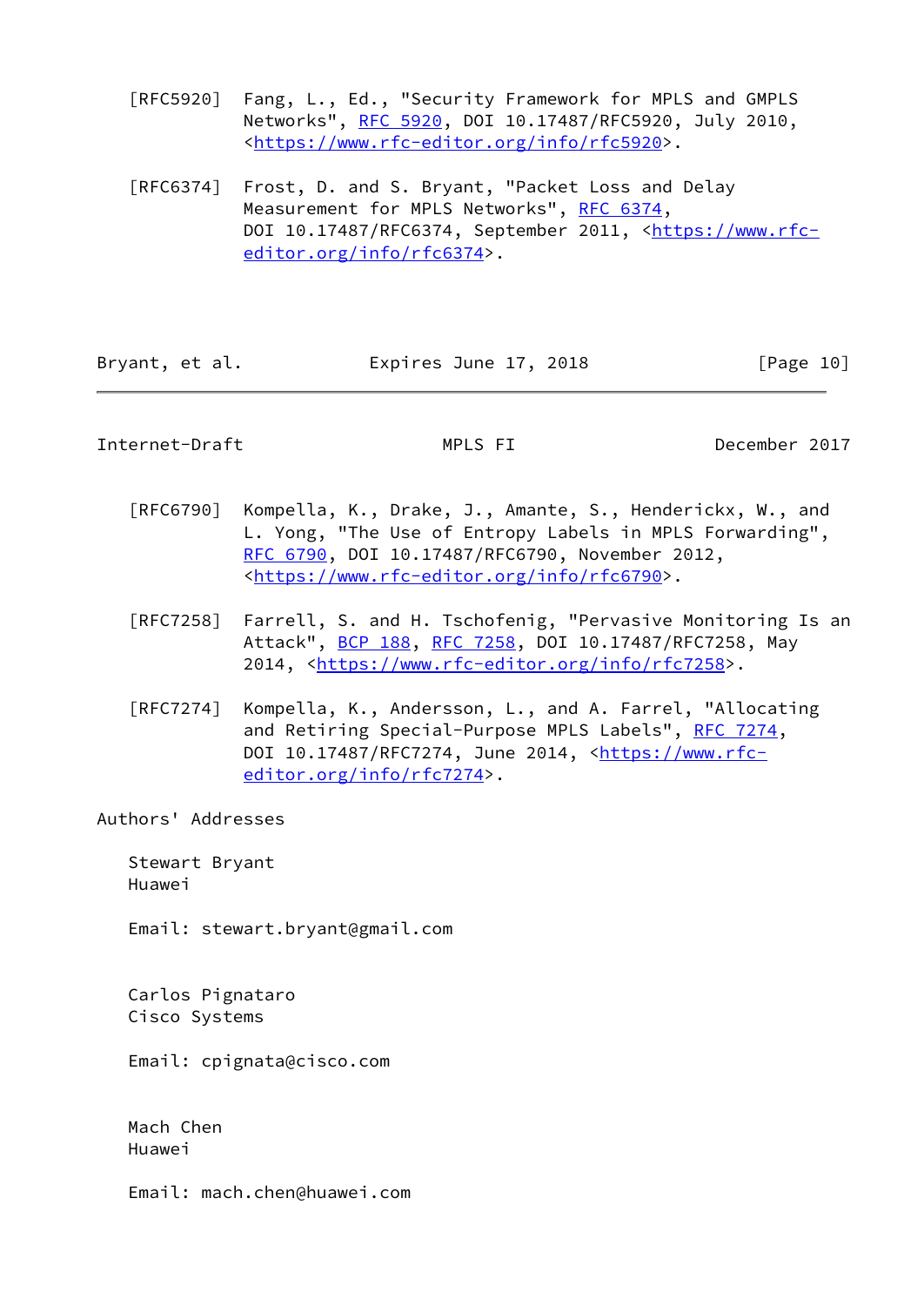[RFC5920] Fang, L., Ed., "Security Framework for MPLS and GMPLS Networks", RFC 5920, DOI 10.17487/RFC5920, July 2010, <https://www.rfc-editor.org/info/rfc5920>.

[RFC6374] Frost, D. and S. Bryant, "Packet Loss and Delay Measurement for MPLS Networks", RFC 6374, DOI 10.17487/RFC6374, September 2011, <https://www.rfc-editor.org/info/rfc6374>.

[RFC6790] Kompella, K., Drake, J., Amante, S., Henderickx, W., and L. Yong, "The Use of Entropy Labels in MPLS Forwarding", RFC 6790, DOI 10.17487/RFC6790, November 2012, <https://www.rfc-editor.org/info/rfc6790>.

[RFC7258] Farrell, S. and H. Tschofenig, "Pervasive Monitoring Is an Attack", BCP 188, RFC 7258, DOI 10.17487/RFC7258, May 2014, <https://www.rfc-editor.org/info/rfc7258>.

[RFC7274] Kompella, K., Andersson, L., and A. Farrel, "Allocating and Retiring Special-Purpose MPLS Labels", RFC 7274, DOI 10.17487/RFC7274, June 2014, <https://www.rfc-editor.org/info/rfc7274>.

## Authors' Addresses

Stewart Bryant
Huawei

Email: stewart.bryant@gmail.com

Carlos Pignataro
Cisco Systems

Email: cpignata@cisco.com

Mach Chen
Huawei

Email: mach.chen@huawei.com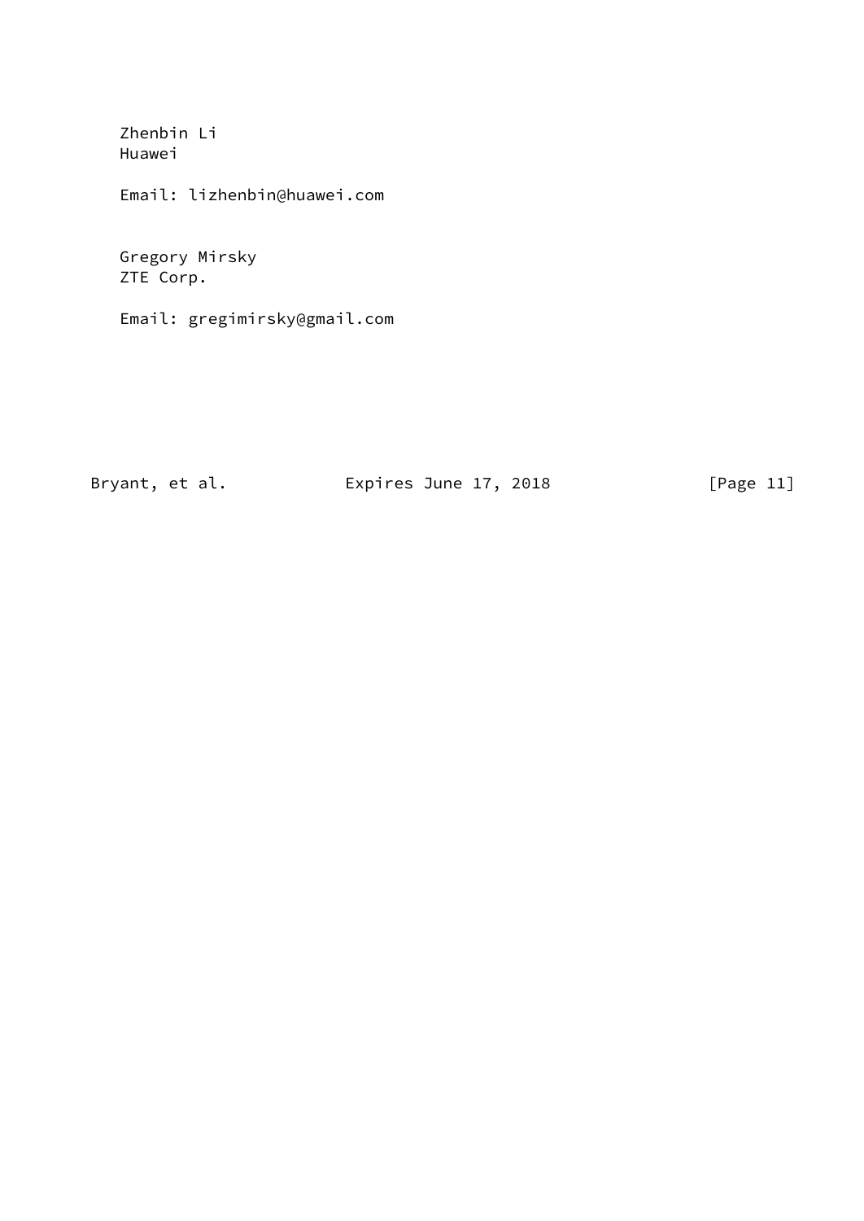Zhenbin Li
Huawei

Email: lizhenbin@huawei.com

Gregory Mirsky
ZTE Corp.

Email: gregimirsky@gmail.com